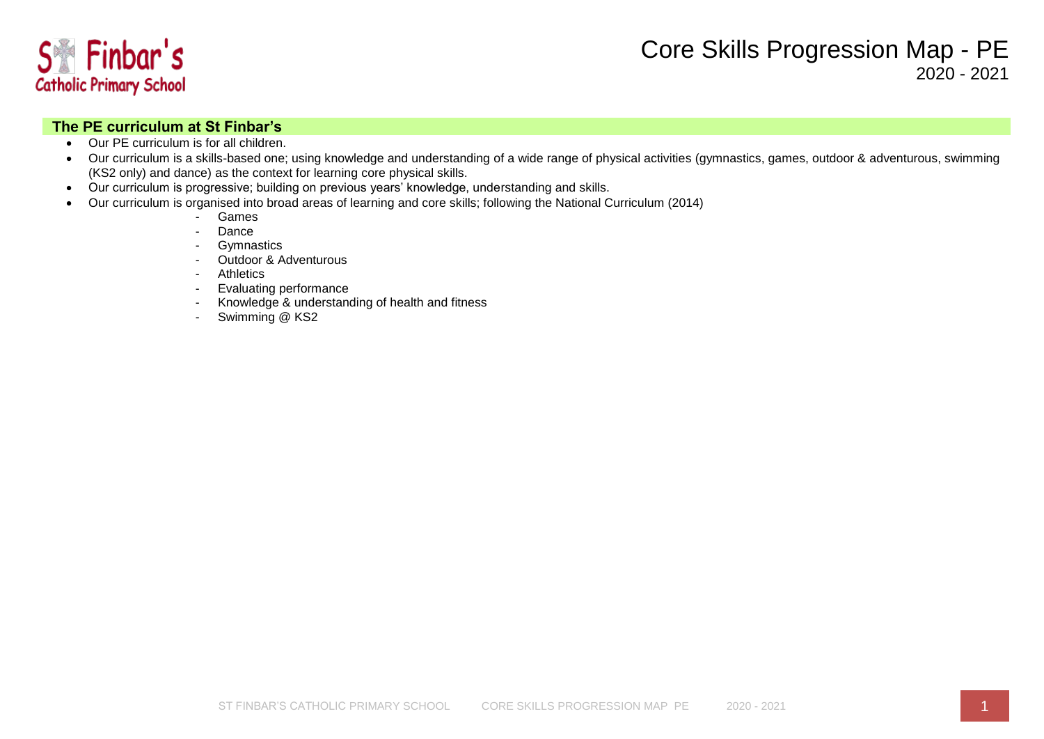St Finbar's Catholic Primary School

# Core Skills Progression Map - PE

2020 - 2021

## The PE curriculum at St Finbar's

- Our PE curriculum is for all children.
- Our curriculum is a skills-based one; using knowledge and understanding of a wide range of physical activities (gymnastics, games, outdoor & adventurous, swimming (KS2 only) and dance) as the context for learning core physical skills.
- Our curriculum is progressive; building on previous years' knowledge, understanding and skills.
- Our curriculum is organised into broad areas of learning and core skills; following the National Curriculum (2014)
  - Games
  - Dance
  - Gymnastics
  - Outdoor & Adventurous
  - Athletics
  - Evaluating performance
  - Knowledge & understanding of health and fitness
  - Swimming @ KS2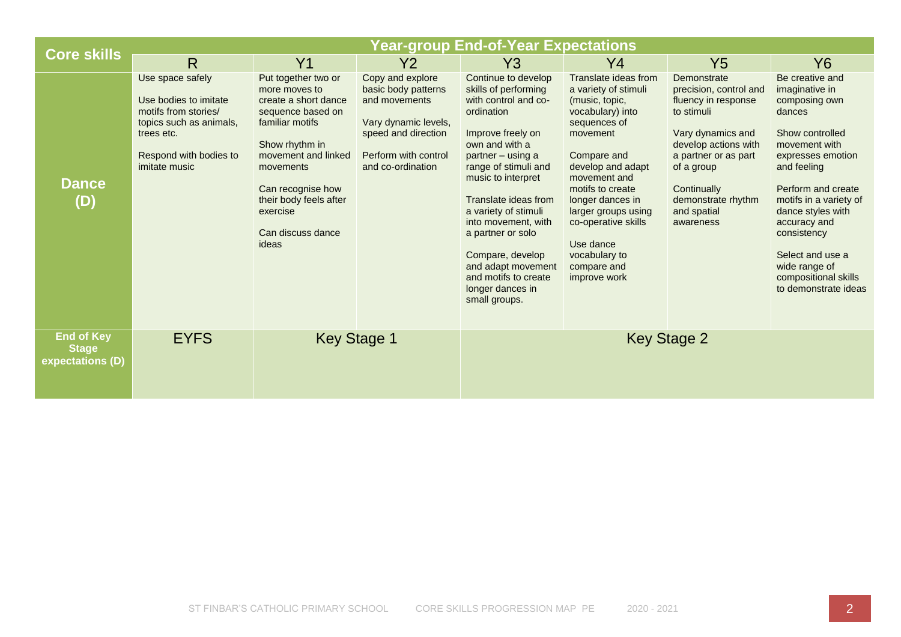| Core skills | Year-group End-of-Year Expectations | | | | | | |
|---|---|---|---|---|---|---|---|
| | R | Y1 | Y2 | Y3 | Y4 | Y5 | Y6 |
| **Dance (D)** | Use space safely<br><br>Use bodies to imitate motifs from stories/ topics such as animals, trees etc.<br><br>Respond with bodies to imitate music | Put together two or more moves to create a short dance sequence based on familiar motifs<br><br>Show rhythm in movement and linked movements<br><br>Can recognise how their body feels after exercise<br><br>Can discuss dance ideas | Copy and explore basic body patterns and movements<br><br>Vary dynamic levels, speed and direction<br><br>Perform with control and co-ordination | Continue to develop skills of performing with control and co-ordination<br><br>Improve freely on own and with a partner – using a range of stimuli and music to interpret<br><br>Translate ideas from a variety of stimuli into movement, with a partner or solo<br><br>Compare, develop and adapt movement and motifs to create longer dances in small groups. | Translate ideas from a variety of stimuli (music, topic, vocabulary) into sequences of movement<br><br>Compare and develop and adapt movement and motifs to create longer dances in larger groups using co-operative skills<br><br>Use dance vocabulary to compare and improve work | Demonstrate precision, control and fluency in response to stimuli<br><br>Vary dynamics and develop actions with a partner or as part of a group<br><br>Continually demonstrate rhythm and spatial awareness | Be creative and imaginative in composing own dances<br><br>Show controlled movement with expresses emotion and feeling<br><br>Perform and create motifs in a variety of dance styles with accuracy and consistency<br><br>Select and use a wide range of compositional skills to demonstrate ideas |
| **End of Key Stage expectations (D)** | EYFS | Key Stage 1 | | Key Stage 2 | | | |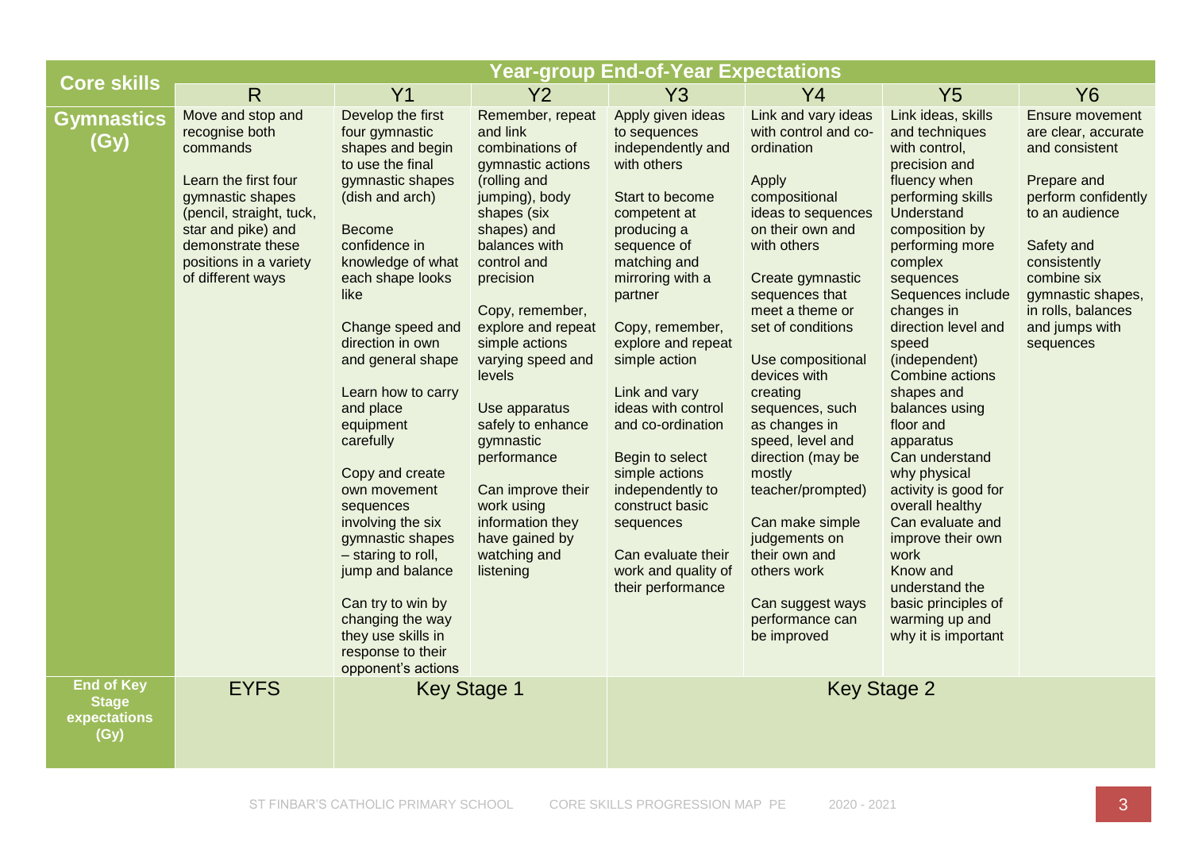| Core skills | Year-group End-of-Year Expectations | | | | | | |
|---|---|---|---|---|---|---|---|
| | R | Y1 | Y2 | Y3 | Y4 | Y5 | Y6 |
| **Gymnastics (Gy)** | Move and stop and recognise both commands<br><br>Learn the first four gymnastic shapes (pencil, straight, tuck, star and pike) and demonstrate these positions in a variety of different ways | Develop the first four gymnastic shapes and begin to use the final gymnastic shapes (dish and arch)<br><br>Become confidence in knowledge of what each shape looks like<br><br>Change speed and direction in own and general shape<br><br>Learn how to carry and place equipment carefully<br><br>Copy and create own movement sequences involving the six gymnastic shapes – staring to roll, jump and balance<br><br>Can try to win by changing the way they use skills in response to their opponent's actions | Remember, repeat and link combinations of gymnastic actions (rolling and jumping), body shapes (six shapes) and balances with control and precision<br><br>Copy, remember, explore and repeat simple actions varying speed and levels<br><br>Use apparatus safely to enhance gymnastic performance<br><br>Can improve their work using information they have gained by watching and listening | Apply given ideas to sequences independently and with others<br><br>Start to become competent at producing a sequence of matching and mirroring with a partner<br><br>Copy, remember, explore and repeat simple action<br><br>Link and vary ideas with control and co-ordination<br><br>Begin to select simple actions independently to construct basic sequences<br><br>Can evaluate their work and quality of their performance | Link and vary ideas with control and co-ordination<br><br>Apply compositional ideas to sequences on their own and with others<br><br>Create gymnastic sequences that meet a theme or set of conditions<br><br>Use compositional devices with creating sequences, such as changes in speed, level and direction (may be mostly teacher/prompted)<br><br>Can make simple judgements on their own and others work<br><br>Can suggest ways performance can be improved | Link ideas, skills and techniques with control, precision and fluency when performing skills<br>Understand composition by performing more complex sequences<br>Sequences include changes in direction level and speed (independent)<br>Combine actions shapes and balances using floor and apparatus<br>Can understand why physical activity is good for overall healthy<br>Can evaluate and improve their own work<br>Know and understand the basic principles of warming up and why it is important | Ensure movement are clear, accurate and consistent<br><br>Prepare and perform confidently to an audience<br><br>Safety and consistently combine six gymnastic shapes, in rolls, balances and jumps with sequences |
| **End of Key Stage expectations (Gy)** | EYFS | Key Stage 1 | | Key Stage 2 | | | |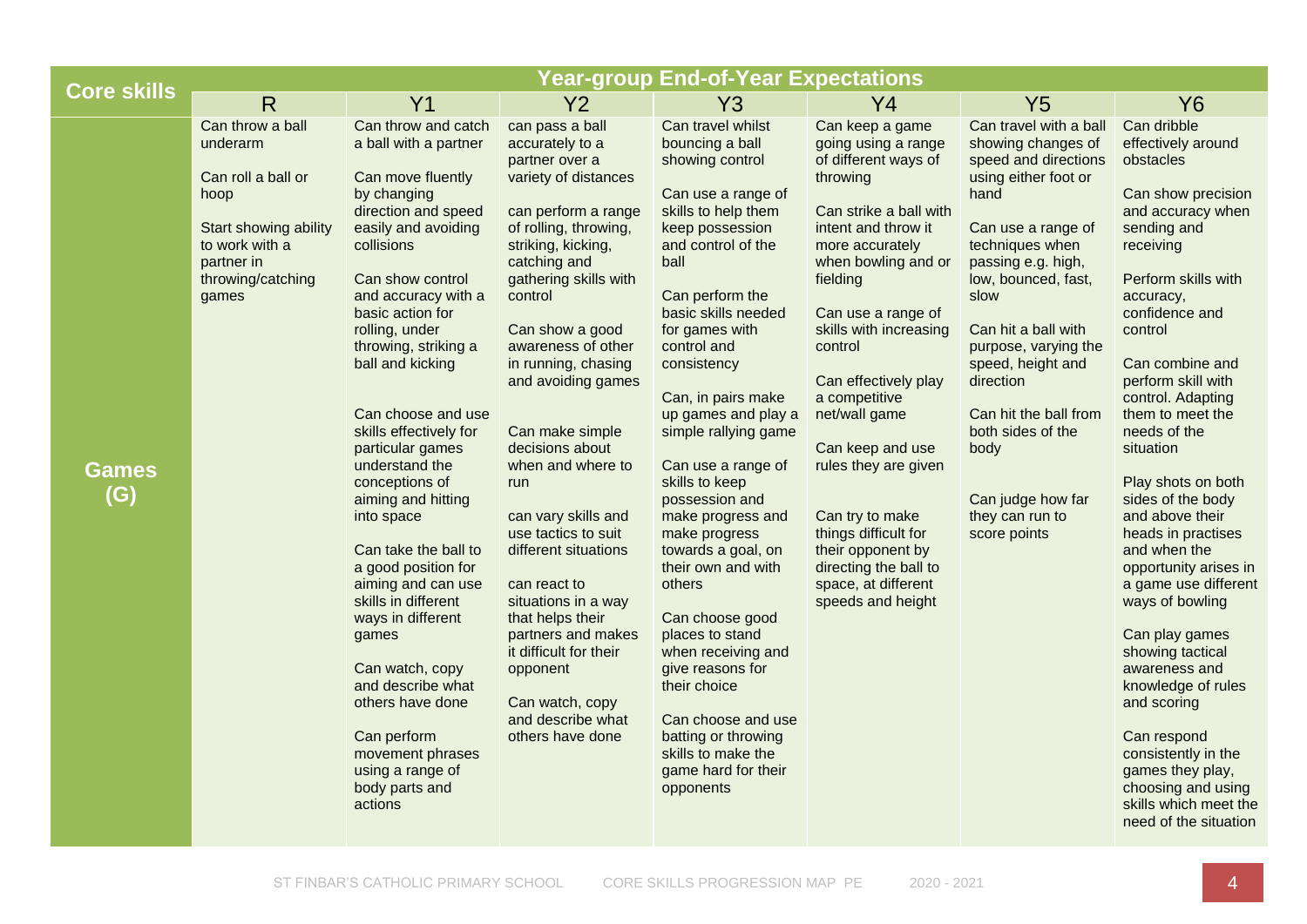| Core skills | Year-group End-of-Year Expectations | | | | | | |
|---|---|---|---|---|---|---|---|
| | R | Y1 | Y2 | Y3 | Y4 | Y5 | Y6 |
| **Games (G)** | Can throw a ball underarm<br><br>Can roll a ball or hoop<br><br>Start showing ability to work with a partner in throwing/catching games | Can throw and catch a ball with a partner<br><br>Can move fluently by changing direction and speed easily and avoiding collisions<br><br>Can show control and accuracy with a basic action for rolling, under throwing, striking a ball and kicking<br><br>Can choose and use skills effectively for particular games understand the conceptions of aiming and hitting into space<br><br>Can take the ball to a good position for aiming and can use skills in different ways in different games<br><br>Can watch, copy and describe what others have done<br><br>Can perform movement phrases using a range of body parts and actions | can pass a ball accurately to a partner over a variety of distances<br><br>can perform a range of rolling, throwing, striking, kicking, catching and gathering skills with control<br><br>Can show a good awareness of other in running, chasing and avoiding games<br><br>Can make simple decisions about when and where to run<br><br>can vary skills and use tactics to suit different situations<br><br>can react to situations in a way that helps their partners and makes it difficult for their opponent<br><br>Can watch, copy and describe what others have done | Can travel whilst bouncing a ball showing control<br><br>Can use a range of skills to help them keep possession and control of the ball<br><br>Can perform the basic skills needed for games with control and consistency<br><br>Can, in pairs make up games and play a simple rallying game<br><br>Can use a range of skills to keep possession and make progress and make progress towards a goal, on their own and with others<br><br>Can choose good places to stand when receiving and give reasons for their choice<br><br>Can choose and use batting or throwing skills to make the game hard for their opponents | Can keep a game going using a range of different ways of throwing<br><br>Can strike a ball with intent and throw it more accurately when bowling and or fielding<br><br>Can use a range of skills with increasing control<br><br>Can effectively play a competitive net/wall game<br><br>Can keep and use rules they are given<br><br>Can try to make things difficult for their opponent by directing the ball to space, at different speeds and height | Can travel with a ball showing changes of speed and directions using either foot or hand<br><br>Can use a range of techniques when passing e.g. high, low, bounced, fast, slow<br><br>Can hit a ball with purpose, varying the speed, height and direction<br><br>Can hit the ball from both sides of the body<br><br>Can judge how far they can run to score points | Can dribble effectively around obstacles<br><br>Can show precision and accuracy when sending and receiving<br><br>Perform skills with accuracy, confidence and control<br><br>Can combine and perform skill with control. Adapting them to meet the needs of the situation<br><br>Play shots on both sides of the body and above their heads in practises and when the opportunity arises in a game use different ways of bowling<br><br>Can play games showing tactical awareness and knowledge of rules and scoring<br><br>Can respond consistently in the games they play, choosing and using skills which meet the need of the situation |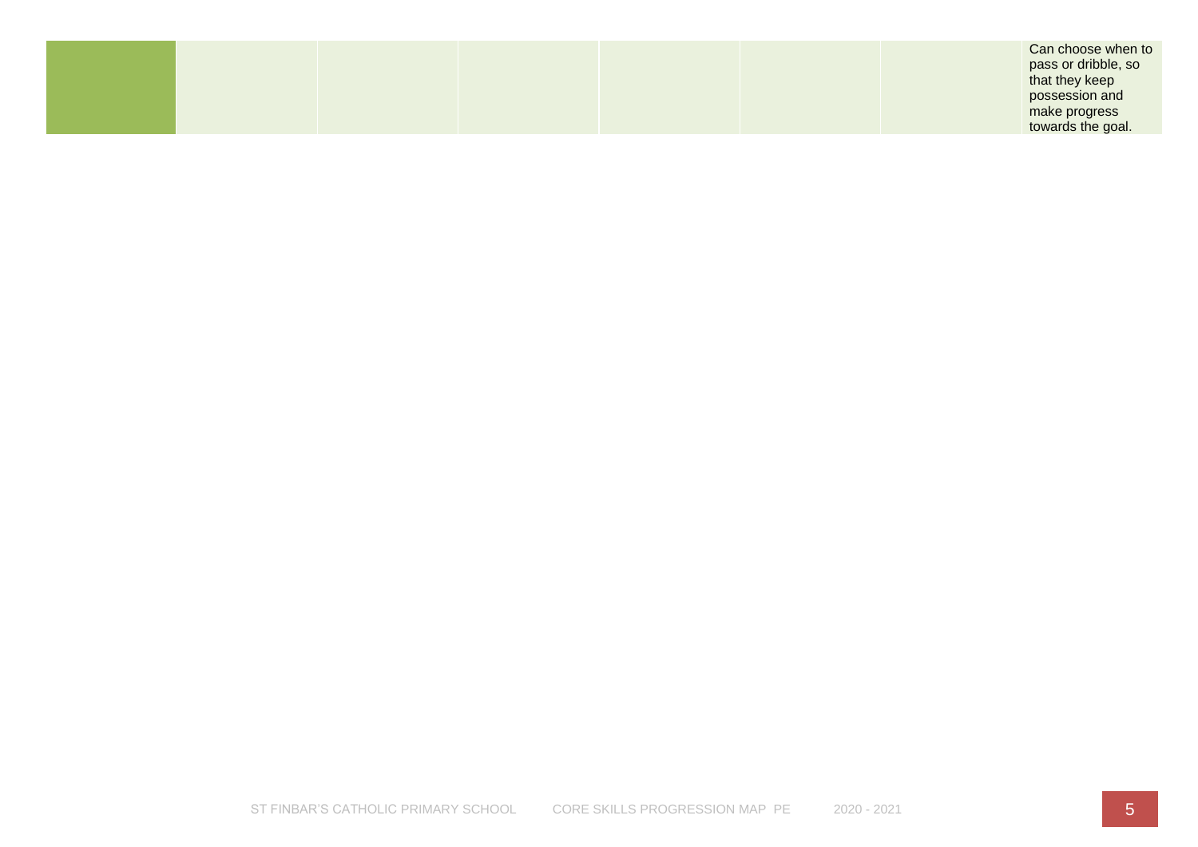| | | | | | | | |
|---|---|---|---|---|---|---|---|
| | | | | | | | Can choose when to pass or dribble, so that they keep possession and make progress towards the goal. |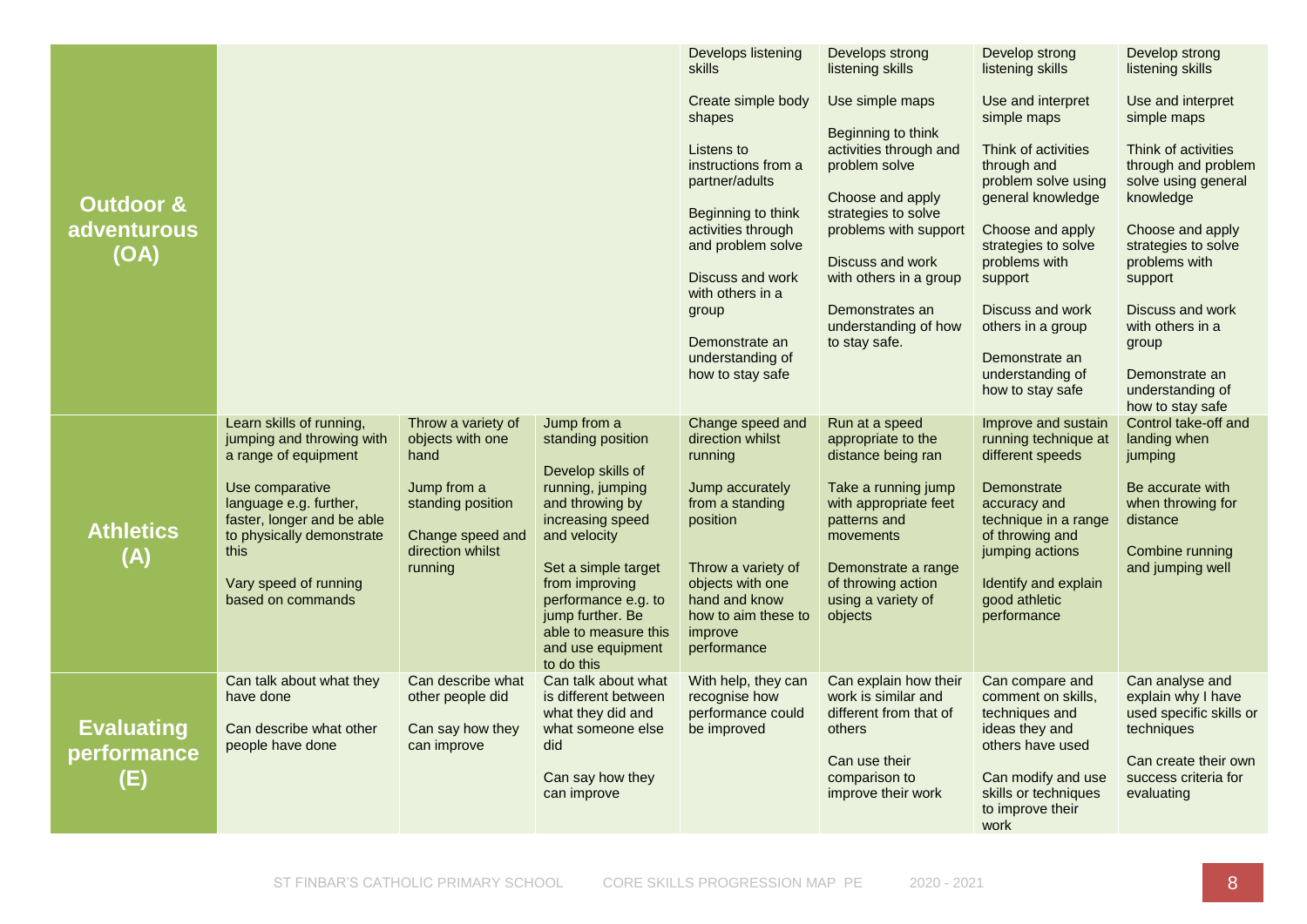| | | | | | | | |
|---|---|---|---|---|---|---|---|
| **Outdoor & adventurous (OA)** | | | | Develops listening skills<br><br>Create simple body shapes<br><br>Listens to instructions from a partner/adults<br><br>Beginning to think activities through and problem solve<br><br>Discuss and work with others in a group<br><br>Demonstrate an understanding of how to stay safe | Develops strong listening skills<br><br>Use simple maps<br><br>Beginning to think activities through and problem solve<br><br>Choose and apply strategies to solve problems with support<br><br>Discuss and work with others in a group<br><br>Demonstrates an understanding of how to stay safe. | Develop strong listening skills<br><br>Use and interpret simple maps<br><br>Think of activities through and problem solve using general knowledge<br><br>Choose and apply strategies to solve problems with support<br><br>Discuss and work others in a group<br><br>Demonstrate an understanding of how to stay safe | Develop strong listening skills<br><br>Use and interpret simple maps<br><br>Think of activities through and problem solve using general knowledge<br><br>Choose and apply strategies to solve problems with support<br><br>Discuss and work with others in a group<br><br>Demonstrate an understanding of how to stay safe |
| **Athletics (A)** | Learn skills of running, jumping and throwing with a range of equipment<br><br>Use comparative language e.g. further, faster, longer and be able to physically demonstrate this<br><br>Vary speed of running based on commands | Throw a variety of objects with one hand<br><br>Jump from a standing position<br><br>Change speed and direction whilst running | Jump from a standing position<br><br>Develop skills of running, jumping and throwing by increasing speed and velocity<br><br>Set a simple target from improving performance e.g. to jump further. Be able to measure this and use equipment to do this | Change speed and direction whilst running<br><br>Jump accurately from a standing position<br><br>Throw a variety of objects with one hand and know how to aim these to improve performance | Run at a speed appropriate to the distance being ran<br><br>Take a running jump with appropriate feet patterns and movements<br><br>Demonstrate a range of throwing action using a variety of objects | Improve and sustain running technique at different speeds<br><br>Demonstrate accuracy and technique in a range of throwing and jumping actions<br><br>Identify and explain good athletic performance | Control take-off and landing when jumping<br><br>Be accurate with when throwing for distance<br><br>Combine running and jumping well |
| **Evaluating performance (E)** | Can talk about what they have done<br><br>Can describe what other people have done | Can describe what other people did<br><br>Can say how they can improve | Can talk about what is different between what they did and what someone else did<br><br>Can say how they can improve | With help, they can recognise how performance could be improved | Can explain how their work is similar and different from that of others<br><br>Can use their comparison to improve their work | Can compare and comment on skills, techniques and ideas they and others have used<br><br>Can modify and use skills or techniques to improve their work | Can analyse and explain why I have used specific skills or techniques<br><br>Can create their own success criteria for evaluating |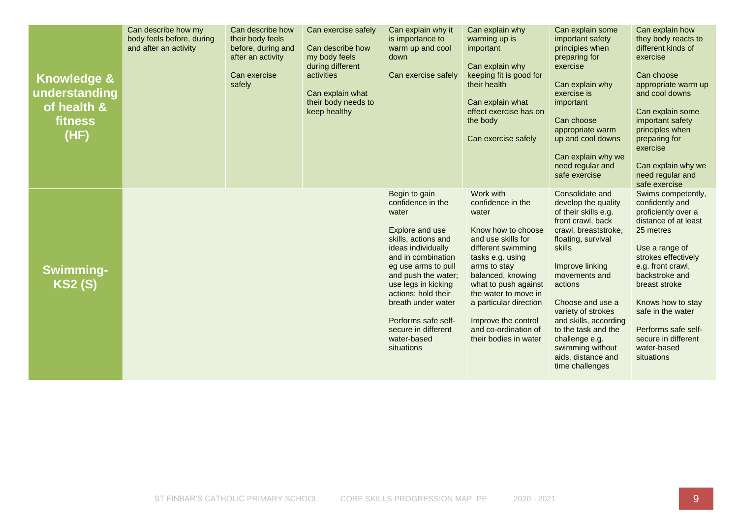| | | | | | | | |
|---|---|---|---|---|---|---|---|
| **Knowledge & understanding of health & fitness (HF)** | Can describe how my body feels before, during and after an activity | Can describe how their body feels before, during and after an activity<br><br>Can exercise safely | Can exercise safely<br><br>Can describe how my body feels during different activities<br><br>Can explain what their body needs to keep healthy | Can explain why it is importance to warm up and cool down<br><br>Can exercise safely | Can explain why warming up is important<br><br>Can explain why keeping fit is good for their health<br><br>Can explain what effect exercise has on the body<br><br>Can exercise safely | Can explain some important safety principles when preparing for exercise<br><br>Can explain why exercise is important<br><br>Can choose appropriate warm up and cool downs<br><br>Can explain why we need regular and safe exercise | Can explain how they body reacts to different kinds of exercise<br><br>Can choose appropriate warm up and cool downs<br><br>Can explain some important safety principles when preparing for exercise<br><br>Can explain why we need regular and safe exercise |
| **Swimming-KS2 (S)** | | | | Begin to gain confidence in the water<br><br>Explore and use skills, actions and ideas individually and in combination eg use arms to pull and push the water; use legs in kicking actions; hold their breath under water<br><br>Performs safe self-secure in different water-based situations | Work with confidence in the water<br><br>Know how to choose and use skills for different swimming tasks e.g. using arms to stay balanced, knowing what to push against the water to move in a particular direction<br><br>Improve the control and co-ordination of their bodies in water | Consolidate and develop the quality of their skills e.g. front crawl, back crawl, breaststroke, floating, survival skills<br><br>Improve linking movements and actions<br><br>Choose and use a variety of strokes and skills, according to the task and the challenge e.g. swimming without aids, distance and time challenges | Swims competently, confidently and proficiently over a distance of at least 25 metres<br><br>Use a range of strokes effectively e.g. front crawl, backstroke and breast stroke<br><br>Knows how to stay safe in the water<br><br>Performs safe self-secure in different water-based situations |